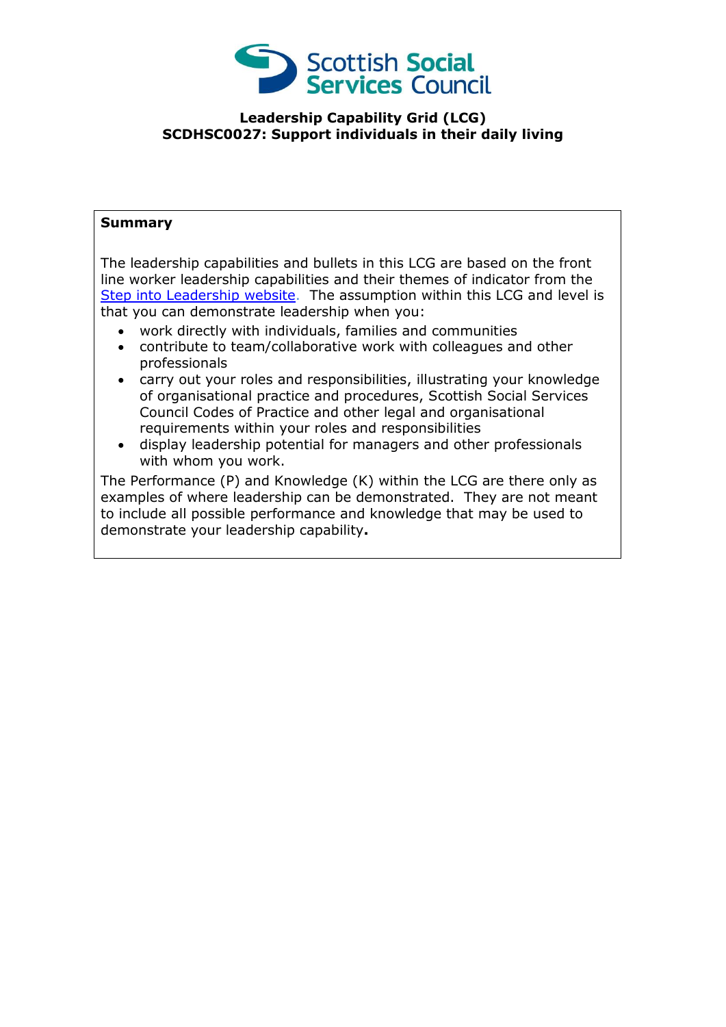Scottish Social Services Council

**Leadership Capability Grid (LCG)**
**SCDHSC0027: Support individuals in their daily living**

**Summary**

The leadership capabilities and bullets in this LCG are based on the front line worker leadership capabilities and their themes of indicator from the Step into Leadership website. The assumption within this LCG and level is that you can demonstrate leadership when you:

- work directly with individuals, families and communities
- contribute to team/collaborative work with colleagues and other professionals
- carry out your roles and responsibilities, illustrating your knowledge of organisational practice and procedures, Scottish Social Services Council Codes of Practice and other legal and organisational requirements within your roles and responsibilities
- display leadership potential for managers and other professionals with whom you work.

The Performance (P) and Knowledge (K) within the LCG are there only as examples of where leadership can be demonstrated. They are not meant to include all possible performance and knowledge that may be used to demonstrate your leadership capability**.**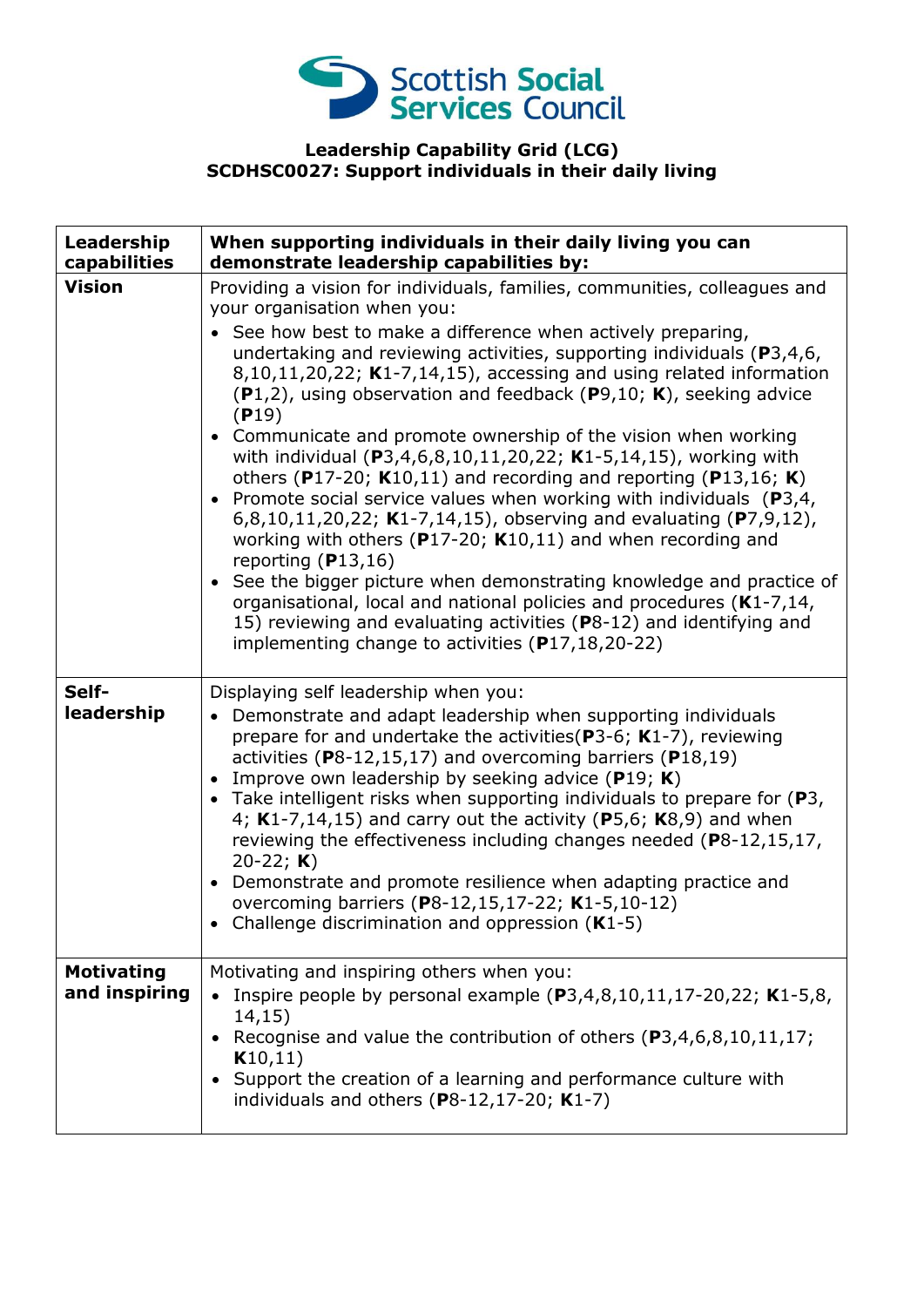**Leadership Capability Grid (LCG)**
**SCDHSC0027: Support individuals in their daily living**

| **Leadership capabilities** | **When supporting individuals in their daily living you can demonstrate leadership capabilities by:** |
|---|---|
| **Vision** | Providing a vision for individuals, families, communities, colleagues and your organisation when you:<br>• See how best to make a difference when actively preparing, undertaking and reviewing activities, supporting individuals (**P**3,4,6, 8,10,11,20,22; **K**1-7,14,15), accessing and using related information (**P**1,2), using observation and feedback (**P**9,10; **K**), seeking advice (**P**19)<br>• Communicate and promote ownership of the vision when working with individual (**P**3,4,6,8,10,11,20,22; **K**1-5,14,15), working with others (**P**17-20; **K**10,11) and recording and reporting (**P**13,16; **K**)<br>• Promote social service values when working with individuals (**P**3,4, 6,8,10,11,20,22; **K**1-7,14,15), observing and evaluating (**P**7,9,12), working with others (**P**17-20; **K**10,11) and when recording and reporting (**P**13,16)<br>• See the bigger picture when demonstrating knowledge and practice of organisational, local and national policies and procedures (**K**1-7,14, 15) reviewing and evaluating activities (**P**8-12) and identifying and implementing change to activities (**P**17,18,20-22) |
| **Self-leadership** | Displaying self leadership when you:<br>• Demonstrate and adapt leadership when supporting individuals prepare for and undertake the activities(**P**3-6; **K**1-7), reviewing activities (**P**8-12,15,17) and overcoming barriers (**P**18,19)<br>• Improve own leadership by seeking advice (**P**19; **K**)<br>• Take intelligent risks when supporting individuals to prepare for (**P**3, 4; **K**1-7,14,15) and carry out the activity (**P**5,6; **K**8,9) and when reviewing the effectiveness including changes needed (**P**8-12,15,17, 20-22; **K**)<br>• Demonstrate and promote resilience when adapting practice and overcoming barriers (**P**8-12,15,17-22; **K**1-5,10-12)<br>• Challenge discrimination and oppression (**K**1-5) |
| **Motivating and inspiring** | Motivating and inspiring others when you:<br>• Inspire people by personal example (**P**3,4,8,10,11,17-20,22; **K**1-5,8, 14,15)<br>• Recognise and value the contribution of others (**P**3,4,6,8,10,11,17; **K**10,11)<br>• Support the creation of a learning and performance culture with individuals and others (**P**8-12,17-20; **K**1-7) |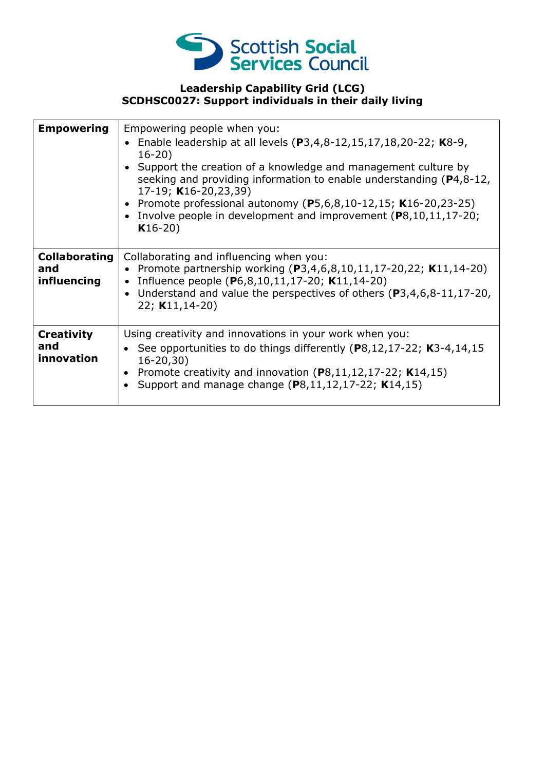**Leadership Capability Grid (LCG)**
**SCDHSC0027: Support individuals in their daily living**

| | |
|---|---|
| **Empowering** | Empowering people when you:<br>• Enable leadership at all levels (**P**3,4,8-12,15,17,18,20-22; **K**8-9, 16-20)<br>• Support the creation of a knowledge and management culture by seeking and providing information to enable understanding (**P**4,8-12, 17-19; **K**16-20,23,39)<br>• Promote professional autonomy (**P**5,6,8,10-12,15; **K**16-20,23-25)<br>• Involve people in development and improvement (**P**8,10,11,17-20; **K**16-20) |
| **Collaborating and influencing** | Collaborating and influencing when you:<br>• Promote partnership working (**P**3,4,6,8,10,11,17-20,22; **K**11,14-20)<br>• Influence people (**P**6,8,10,11,17-20; **K**11,14-20)<br>• Understand and value the perspectives of others (**P**3,4,6,8-11,17-20, 22; **K**11,14-20) |
| **Creativity and innovation** | Using creativity and innovations in your work when you:<br>• See opportunities to do things differently (**P**8,12,17-22; **K**3-4,14,15 16-20,30)<br>• Promote creativity and innovation (**P**8,11,12,17-22; **K**14,15)<br>• Support and manage change (**P**8,11,12,17-22; **K**14,15) |